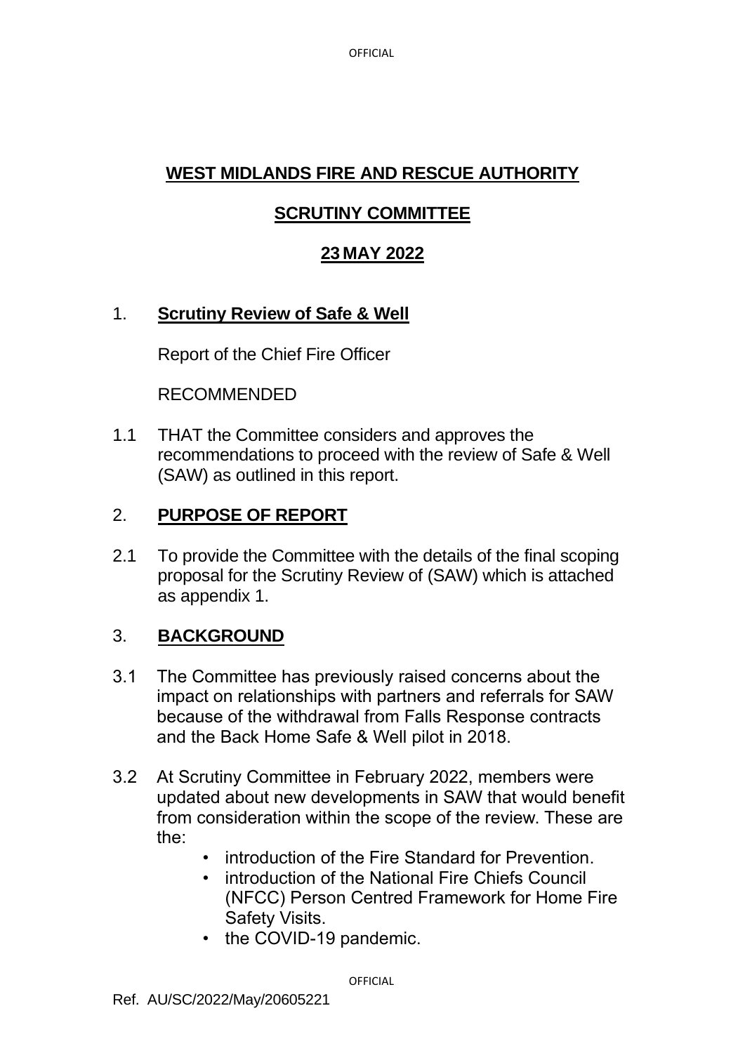# WEST MIDLANDS FIRE AND RESCUE AUTHORITY

## SCRUTINY COMMITTEE

## 23 MAY 2022

1. **Scrutiny Review of Safe & Well**

   Report of the Chief Fire Officer

   RECOMMENDED

1.1 THAT the Committee considers and approves the recommendations to proceed with the review of Safe & Well (SAW) as outlined in this report.

2. **PURPOSE OF REPORT**

2.1 To provide the Committee with the details of the final scoping proposal for the Scrutiny Review of (SAW) which is attached as appendix 1.

3. **BACKGROUND**

3.1 The Committee has previously raised concerns about the impact on relationships with partners and referrals for SAW because of the withdrawal from Falls Response contracts and the Back Home Safe & Well pilot in 2018.

3.2 At Scrutiny Committee in February 2022, members were updated about new developments in SAW that would benefit from consideration within the scope of the review. These are the:

   - introduction of the Fire Standard for Prevention.
   - introduction of the National Fire Chiefs Council (NFCC) Person Centred Framework for Home Fire Safety Visits.
   - the COVID-19 pandemic.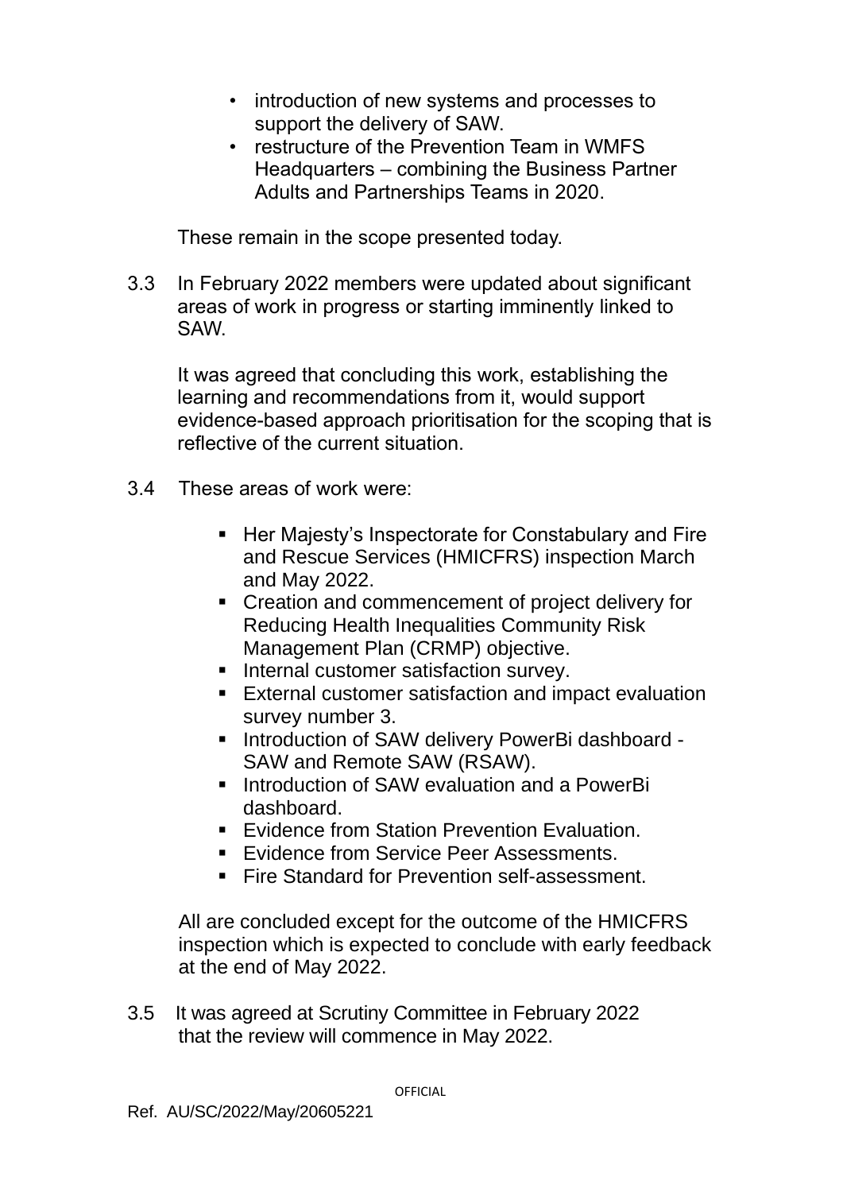- introduction of new systems and processes to support the delivery of SAW.
- restructure of the Prevention Team in WMFS Headquarters – combining the Business Partner Adults and Partnerships Teams in 2020.

These remain in the scope presented today.

3.3 In February 2022 members were updated about significant areas of work in progress or starting imminently linked to SAW.

It was agreed that concluding this work, establishing the learning and recommendations from it, would support evidence-based approach prioritisation for the scoping that is reflective of the current situation.

3.4 These areas of work were:

- Her Majesty's Inspectorate for Constabulary and Fire and Rescue Services (HMICFRS) inspection March and May 2022.
- Creation and commencement of project delivery for Reducing Health Inequalities Community Risk Management Plan (CRMP) objective.
- Internal customer satisfaction survey.
- External customer satisfaction and impact evaluation survey number 3.
- Introduction of SAW delivery PowerBi dashboard - SAW and Remote SAW (RSAW).
- Introduction of SAW evaluation and a PowerBi dashboard.
- Evidence from Station Prevention Evaluation.
- Evidence from Service Peer Assessments.
- Fire Standard for Prevention self-assessment.

All are concluded except for the outcome of the HMICFRS inspection which is expected to conclude with early feedback at the end of May 2022.

3.5 It was agreed at Scrutiny Committee in February 2022 that the review will commence in May 2022.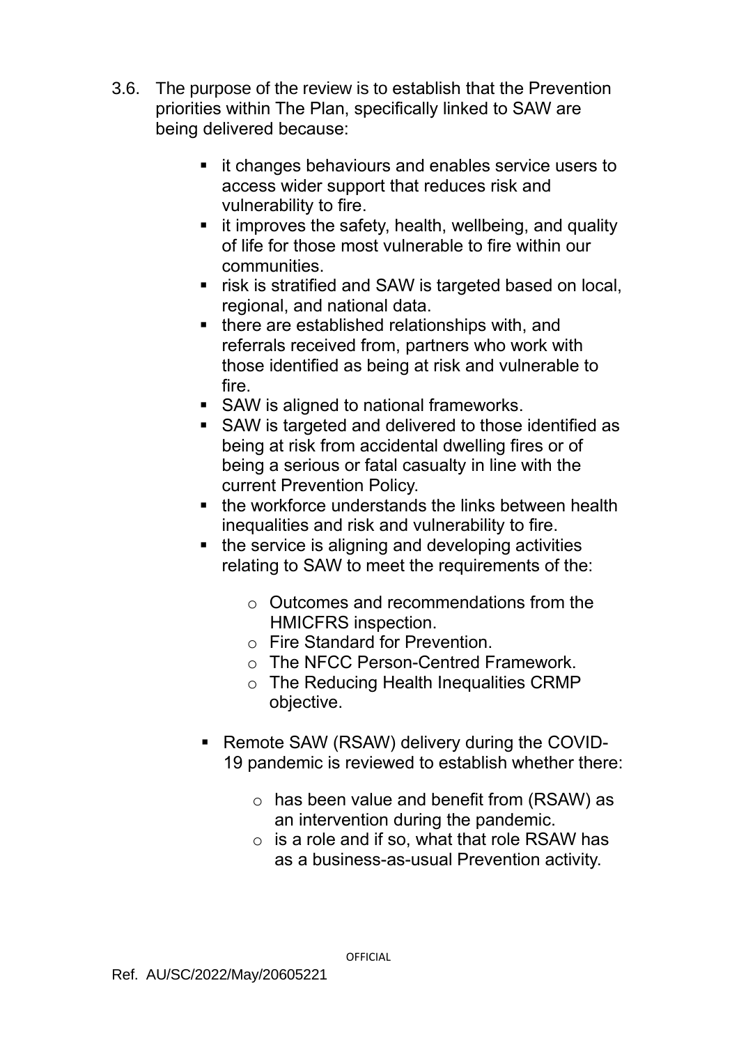3.6. The purpose of the review is to establish that the Prevention priorities within The Plan, specifically linked to SAW are being delivered because:

- it changes behaviours and enables service users to access wider support that reduces risk and vulnerability to fire.
- it improves the safety, health, wellbeing, and quality of life for those most vulnerable to fire within our communities.
- risk is stratified and SAW is targeted based on local, regional, and national data.
- there are established relationships with, and referrals received from, partners who work with those identified as being at risk and vulnerable to fire.
- SAW is aligned to national frameworks.
- SAW is targeted and delivered to those identified as being at risk from accidental dwelling fires or of being a serious or fatal casualty in line with the current Prevention Policy.
- the workforce understands the links between health inequalities and risk and vulnerability to fire.
- the service is aligning and developing activities relating to SAW to meet the requirements of the:
  - Outcomes and recommendations from the HMICFRS inspection.
  - Fire Standard for Prevention.
  - The NFCC Person-Centred Framework.
  - The Reducing Health Inequalities CRMP objective.
- Remote SAW (RSAW) delivery during the COVID-19 pandemic is reviewed to establish whether there:
  - has been value and benefit from (RSAW) as an intervention during the pandemic.
  - is a role and if so, what that role RSAW has as a business-as-usual Prevention activity.

OFFICIAL

Ref. AU/SC/2022/May/20605221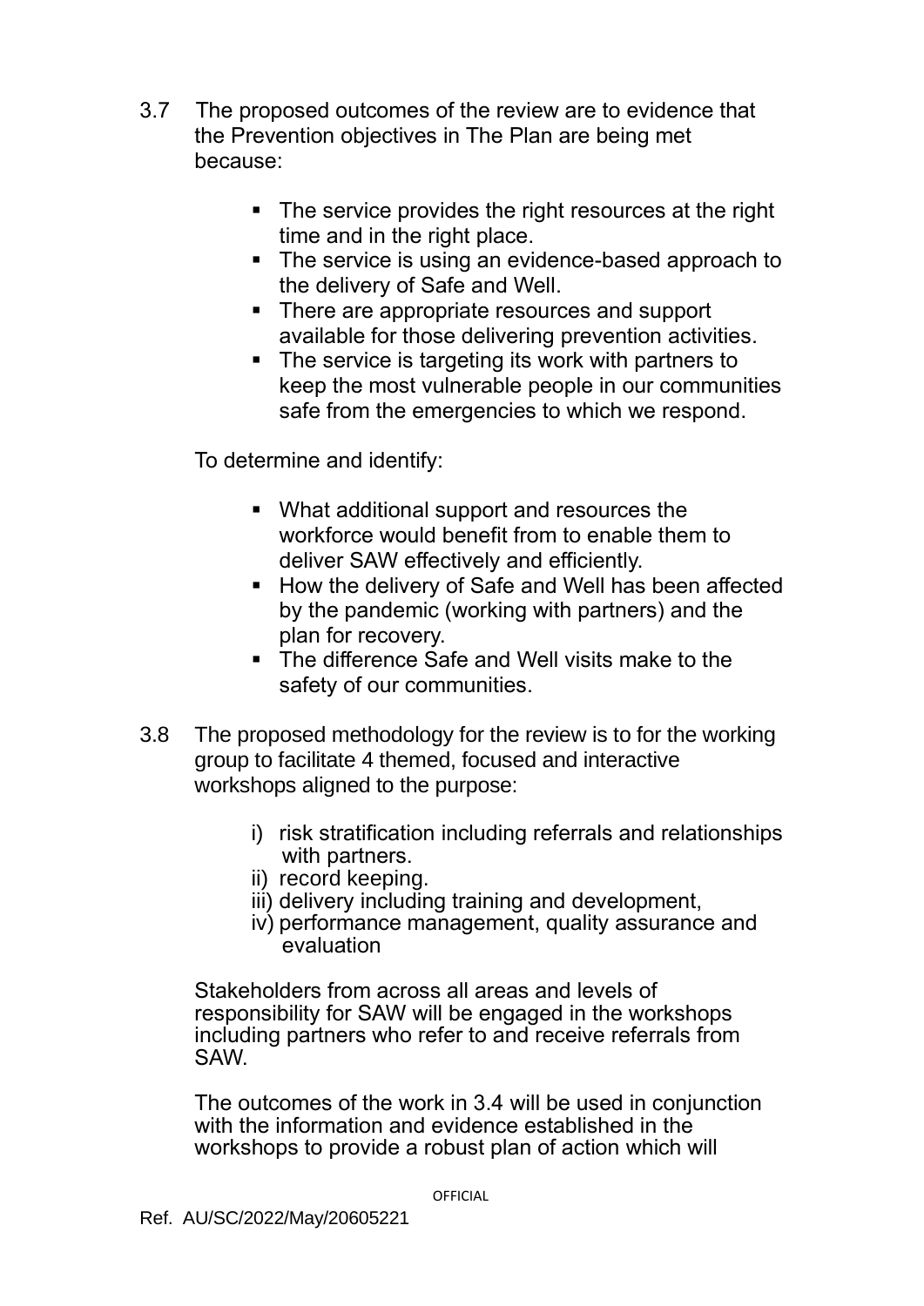3.7 The proposed outcomes of the review are to evidence that the Prevention objectives in The Plan are being met because:

- The service provides the right resources at the right time and in the right place.
- The service is using an evidence-based approach to the delivery of Safe and Well.
- There are appropriate resources and support available for those delivering prevention activities.
- The service is targeting its work with partners to keep the most vulnerable people in our communities safe from the emergencies to which we respond.

To determine and identify:

- What additional support and resources the workforce would benefit from to enable them to deliver SAW effectively and efficiently.
- How the delivery of Safe and Well has been affected by the pandemic (working with partners) and the plan for recovery.
- The difference Safe and Well visits make to the safety of our communities.

3.8 The proposed methodology for the review is to for the working group to facilitate 4 themed, focused and interactive workshops aligned to the purpose:

i) risk stratification including referrals and relationships with partners.
ii) record keeping.
iii) delivery including training and development,
iv) performance management, quality assurance and evaluation

Stakeholders from across all areas and levels of responsibility for SAW will be engaged in the workshops including partners who refer to and receive referrals from SAW.

The outcomes of the work in 3.4 will be used in conjunction with the information and evidence established in the workshops to provide a robust plan of action which will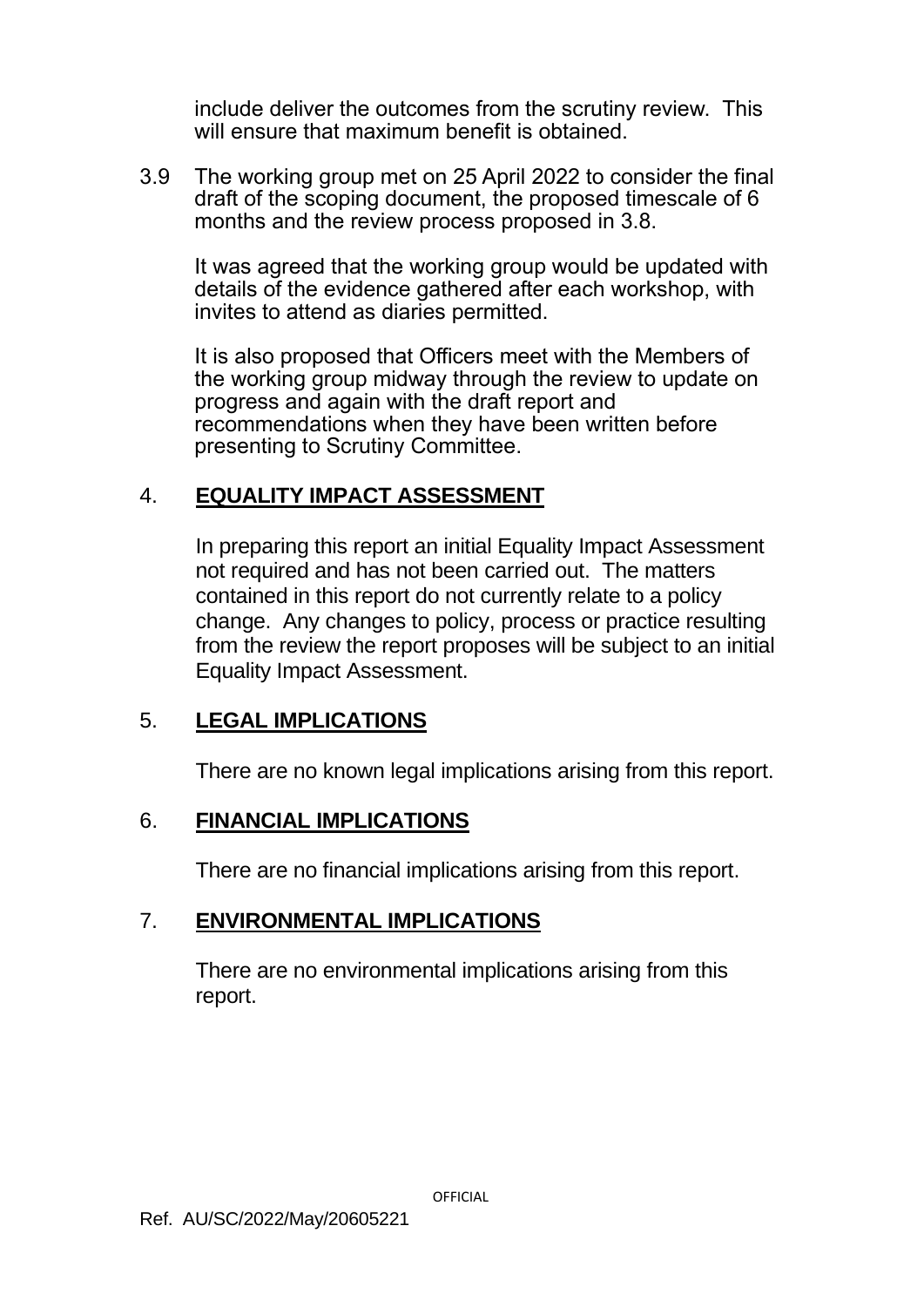include deliver the outcomes from the scrutiny review. This will ensure that maximum benefit is obtained.

3.9 The working group met on 25 April 2022 to consider the final draft of the scoping document, the proposed timescale of 6 months and the review process proposed in 3.8.

It was agreed that the working group would be updated with details of the evidence gathered after each workshop, with invites to attend as diaries permitted.

It is also proposed that Officers meet with the Members of the working group midway through the review to update on progress and again with the draft report and recommendations when they have been written before presenting to Scrutiny Committee.

## 4. **EQUALITY IMPACT ASSESSMENT**

In preparing this report an initial Equality Impact Assessment not required and has not been carried out. The matters contained in this report do not currently relate to a policy change. Any changes to policy, process or practice resulting from the review the report proposes will be subject to an initial Equality Impact Assessment.

## 5. **LEGAL IMPLICATIONS**

There are no known legal implications arising from this report.

## 6. **FINANCIAL IMPLICATIONS**

There are no financial implications arising from this report.

## 7. **ENVIRONMENTAL IMPLICATIONS**

There are no environmental implications arising from this report.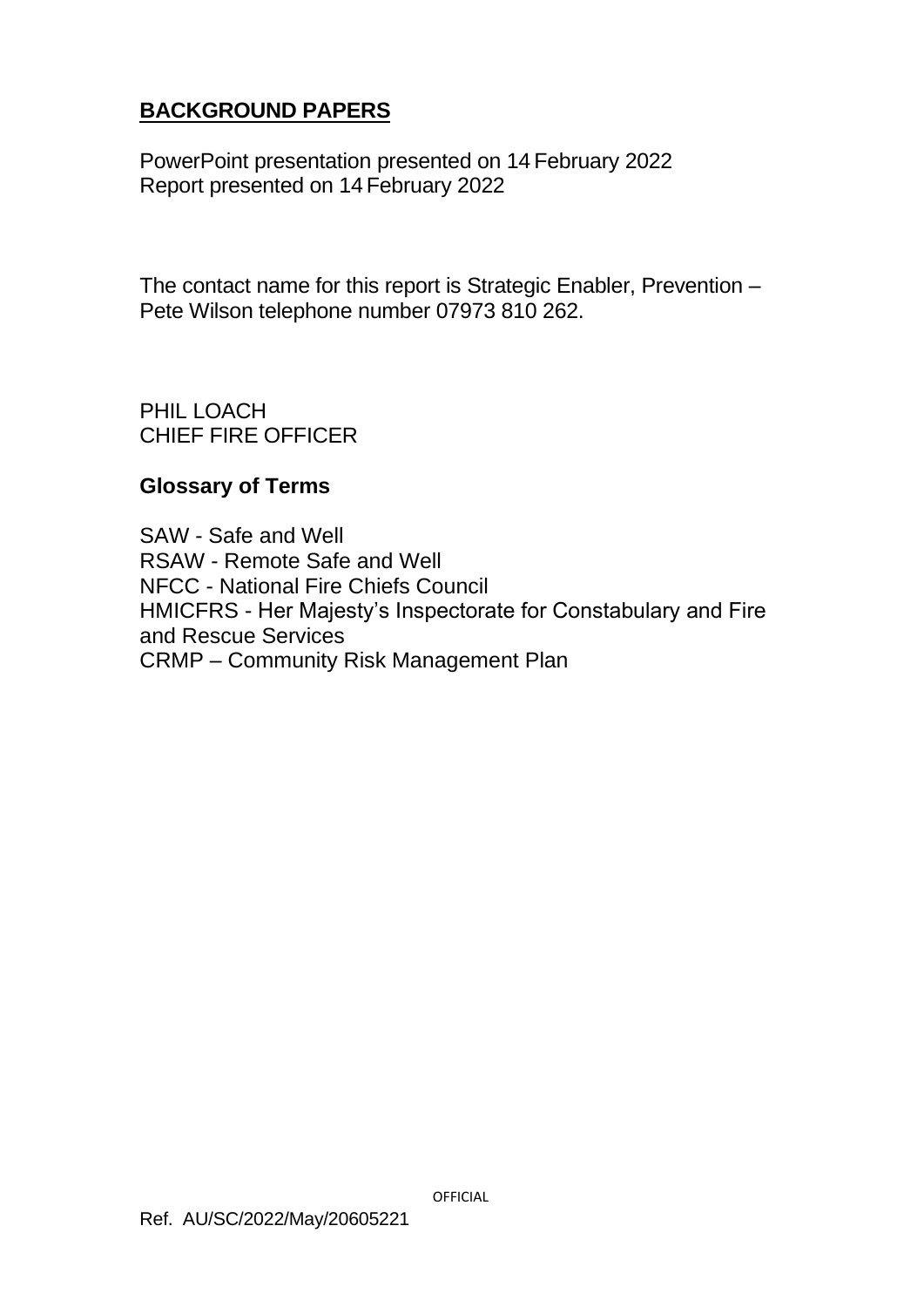## **BACKGROUND PAPERS**

PowerPoint presentation presented on 14 February 2022
Report presented on 14 February 2022

The contact name for this report is Strategic Enabler, Prevention – Pete Wilson telephone number 07973 810 262.

PHIL LOACH
CHIEF FIRE OFFICER

### **Glossary of Terms**

SAW - Safe and Well
RSAW - Remote Safe and Well
NFCC - National Fire Chiefs Council
HMICFRS - Her Majesty's Inspectorate for Constabulary and Fire and Rescue Services
CRMP – Community Risk Management Plan

OFFICIAL

Ref. AU/SC/2022/May/20605221